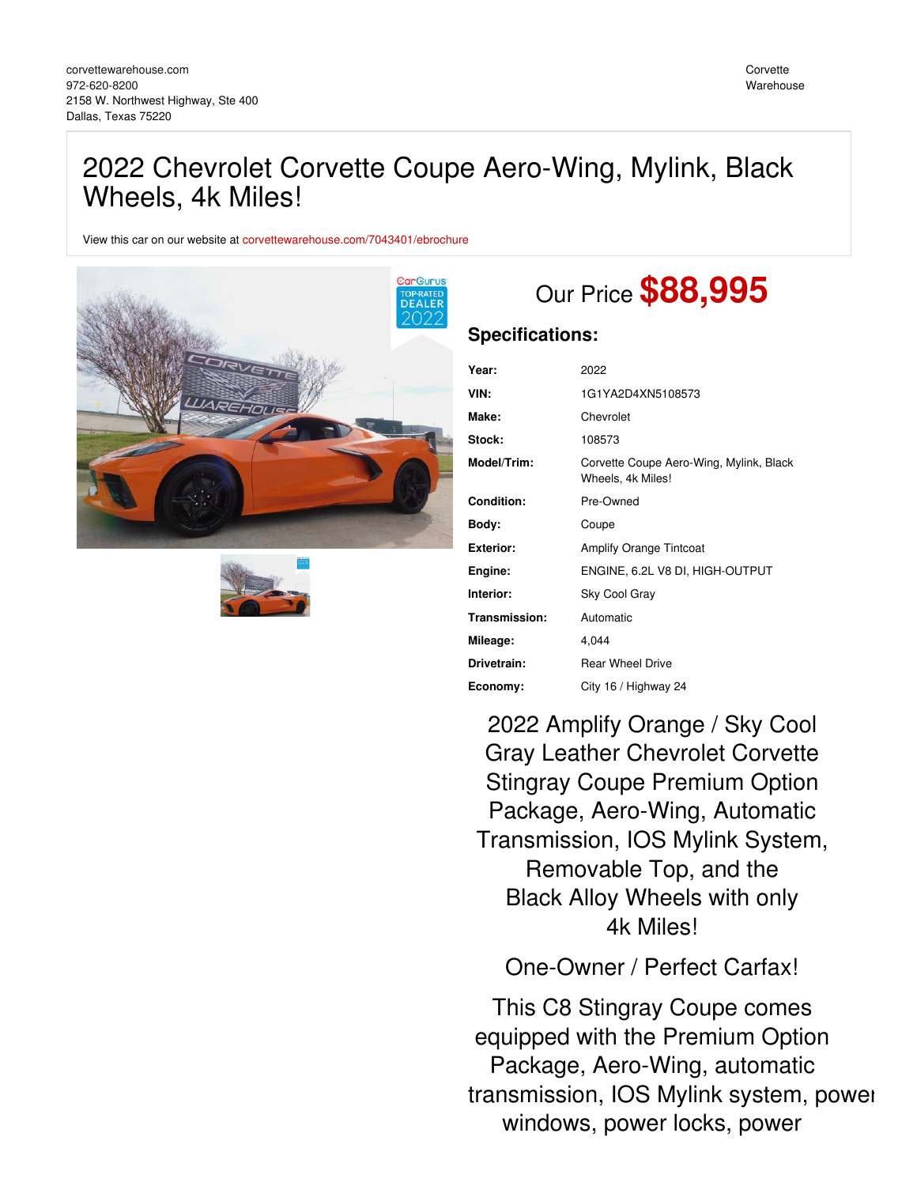corvettewarehouse.com
972-620-8200
2158 W. Northwest Highway, Ste 400
Dallas, Texas 75220

Corvette Warehouse

# 2022 Chevrolet Corvette Coupe Aero-Wing, Mylink, Black Wheels, 4k Miles!

View this car on our website at corvettewarehouse.com/7043401/ebrochure

## Our Price **$88,995**

### Specifications:

| | |
|---|---|
| **Year:** | 2022 |
| **VIN:** | 1G1YA2D4XN5108573 |
| **Make:** | Chevrolet |
| **Stock:** | 108573 |
| **Model/Trim:** | Corvette Coupe Aero-Wing, Mylink, Black Wheels, 4k Miles! |
| **Condition:** | Pre-Owned |
| **Body:** | Coupe |
| **Exterior:** | Amplify Orange Tintcoat |
| **Engine:** | ENGINE, 6.2L V8 DI, HIGH-OUTPUT |
| **Interior:** | Sky Cool Gray |
| **Transmission:** | Automatic |
| **Mileage:** | 4,044 |
| **Drivetrain:** | Rear Wheel Drive |
| **Economy:** | City 16 / Highway 24 |

2022 Amplify Orange / Sky Cool Gray Leather Chevrolet Corvette Stingray Coupe Premium Option Package, Aero-Wing, Automatic Transmission, IOS Mylink System, Removable Top, and the Black Alloy Wheels with only 4k Miles!

One-Owner / Perfect Carfax!

This C8 Stingray Coupe comes equipped with the Premium Option Package, Aero-Wing, automatic transmission, IOS Mylink system, power windows, power locks, power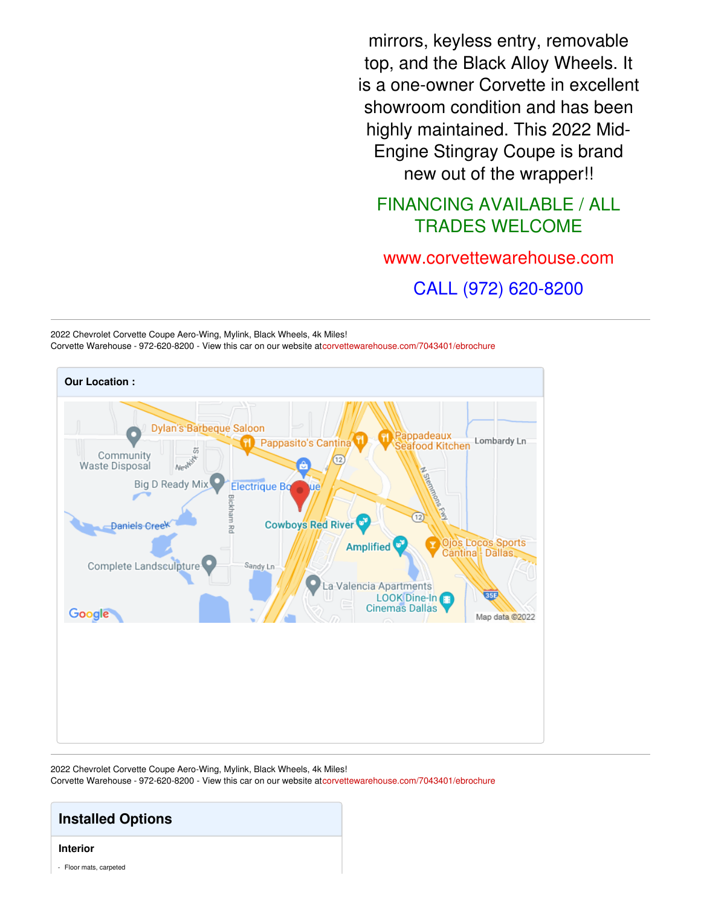mirrors, keyless entry, removable top, and the Black Alloy Wheels. It is a one-owner Corvette in excellent showroom condition and has been highly maintained. This 2022 Mid-Engine Stingray Coupe is brand new out of the wrapper!!

FINANCING AVAILABLE / ALL TRADES WELCOME

www.corvettewarehouse.com

CALL (972) 620-8200

---

2022 Chevrolet Corvette Coupe Aero-Wing, Mylink, Black Wheels, 4k Miles!
Corvette Warehouse - 972-620-8200 - View this car on our website at corvettewarehouse.com/7043401/ebrochure

**Our Location :**

---

2022 Chevrolet Corvette Coupe Aero-Wing, Mylink, Black Wheels, 4k Miles!
Corvette Warehouse - 972-620-8200 - View this car on our website at corvettewarehouse.com/7043401/ebrochure

## Installed Options

### Interior

- Floor mats, carpeted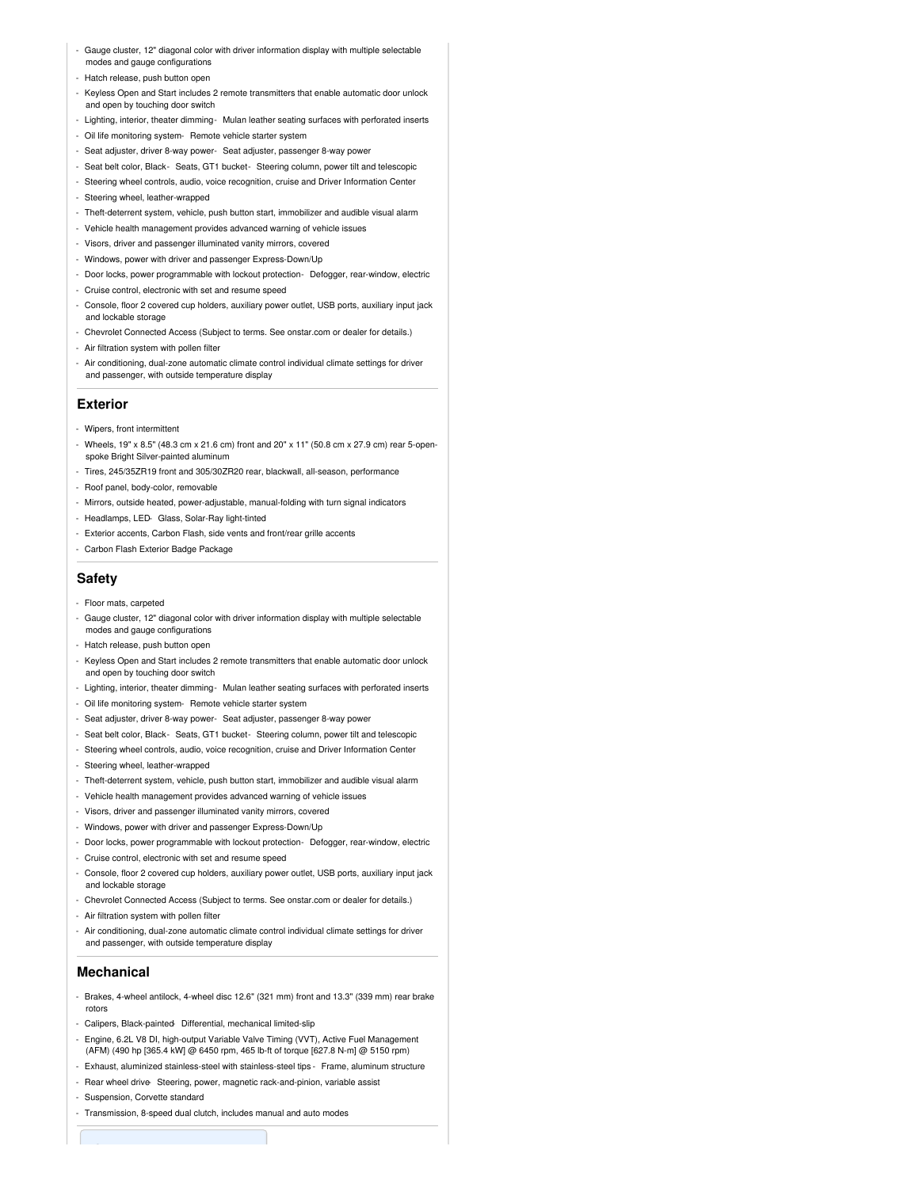- Gauge cluster, 12" diagonal color with driver information display with multiple selectable modes and gauge configurations
- Hatch release, push button open
- Keyless Open and Start includes 2 remote transmitters that enable automatic door unlock and open by touching door switch
- Lighting, interior, theater dimming- Mulan leather seating surfaces with perforated inserts
- Oil life monitoring system- Remote vehicle starter system
- Seat adjuster, driver 8-way power- Seat adjuster, passenger 8-way power
- Seat belt color, Black- Seats, GT1 bucket- Steering column, power tilt and telescopic
- Steering wheel controls, audio, voice recognition, cruise and Driver Information Center
- Steering wheel, leather-wrapped
- Theft-deterrent system, vehicle, push button start, immobilizer and audible visual alarm
- Vehicle health management provides advanced warning of vehicle issues
- Visors, driver and passenger illuminated vanity mirrors, covered
- Windows, power with driver and passenger Express-Down/Up
- Door locks, power programmable with lockout protection- Defogger, rear-window, electric
- Cruise control, electronic with set and resume speed
- Console, floor 2 covered cup holders, auxiliary power outlet, USB ports, auxiliary input jack and lockable storage
- Chevrolet Connected Access (Subject to terms. See onstar.com or dealer for details.)
- Air filtration system with pollen filter
- Air conditioning, dual-zone automatic climate control individual climate settings for driver and passenger, with outside temperature display

## Exterior

- Wipers, front intermittent
- Wheels, 19" x 8.5" (48.3 cm x 21.6 cm) front and 20" x 11" (50.8 cm x 27.9 cm) rear 5-open-spoke Bright Silver-painted aluminum
- Tires, 245/35ZR19 front and 305/30ZR20 rear, blackwall, all-season, performance
- Roof panel, body-color, removable
- Mirrors, outside heated, power-adjustable, manual-folding with turn signal indicators
- Headlamps, LED- Glass, Solar-Ray light-tinted
- Exterior accents, Carbon Flash, side vents and front/rear grille accents
- Carbon Flash Exterior Badge Package

## Safety

- Floor mats, carpeted
- Gauge cluster, 12" diagonal color with driver information display with multiple selectable modes and gauge configurations
- Hatch release, push button open
- Keyless Open and Start includes 2 remote transmitters that enable automatic door unlock and open by touching door switch
- Lighting, interior, theater dimming- Mulan leather seating surfaces with perforated inserts
- Oil life monitoring system- Remote vehicle starter system
- Seat adjuster, driver 8-way power- Seat adjuster, passenger 8-way power
- Seat belt color, Black- Seats, GT1 bucket- Steering column, power tilt and telescopic
- Steering wheel controls, audio, voice recognition, cruise and Driver Information Center
- Steering wheel, leather-wrapped
- Theft-deterrent system, vehicle, push button start, immobilizer and audible visual alarm
- Vehicle health management provides advanced warning of vehicle issues
- Visors, driver and passenger illuminated vanity mirrors, covered
- Windows, power with driver and passenger Express-Down/Up
- Door locks, power programmable with lockout protection- Defogger, rear-window, electric
- Cruise control, electronic with set and resume speed
- Console, floor 2 covered cup holders, auxiliary power outlet, USB ports, auxiliary input jack and lockable storage
- Chevrolet Connected Access (Subject to terms. See onstar.com or dealer for details.)
- Air filtration system with pollen filter
- Air conditioning, dual-zone automatic climate control individual climate settings for driver and passenger, with outside temperature display

## Mechanical

- Brakes, 4-wheel antilock, 4-wheel disc 12.6" (321 mm) front and 13.3" (339 mm) rear brake rotors
- Calipers, Black-painted- Differential, mechanical limited-slip
- Engine, 6.2L V8 DI, high-output Variable Valve Timing (VVT), Active Fuel Management (AFM) (490 hp [365.4 kW] @ 6450 rpm, 465 lb-ft of torque [627.8 N-m] @ 5150 rpm)
- Exhaust, aluminized stainless-steel with stainless-steel tips - Frame, aluminum structure
- Rear wheel drive- Steering, power, magnetic rack-and-pinion, variable assist
- Suspension, Corvette standard
- Transmission, 8-speed dual clutch, includes manual and auto modes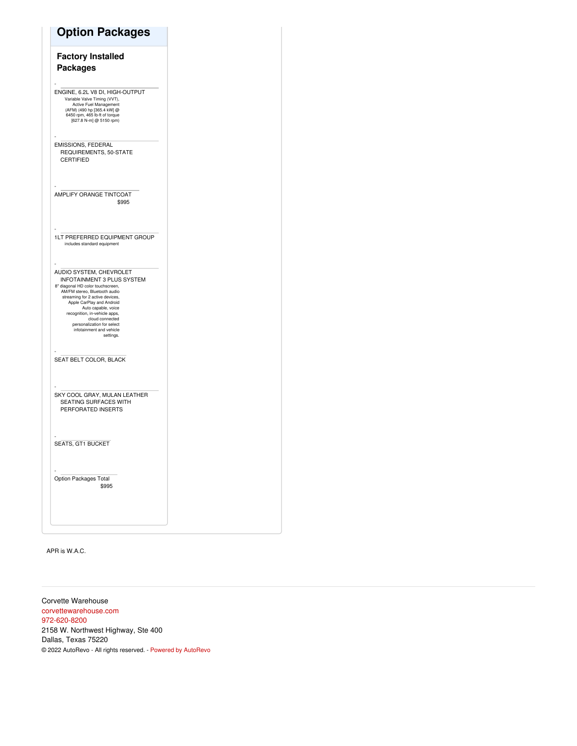## Option Packages

### Factory Installed Packages

-

ENGINE, 6.2L V8 DI, HIGH-OUTPUT

Variable Valve Timing (VVT), Active Fuel Management (AFM) (490 hp [365.4 kW] @ 6450 rpm, 465 lb-ft of torque [627.8 N-m] @ 5150 rpm)

-

EMISSIONS, FEDERAL REQUIREMENTS, 50-STATE CERTIFIED

-

AMPLIFY ORANGE TINTCOAT

$995

-

1LT PREFERRED EQUIPMENT GROUP

includes standard equipment

-

AUDIO SYSTEM, CHEVROLET INFOTAINMENT 3 PLUS SYSTEM

8" diagonal HD color touchscreen, AM/FM stereo, Bluetooth audio streaming for 2 active devices, Apple CarPlay and Android Auto capable, voice recognition, in-vehicle apps, cloud connected personalization for select infotainment and vehicle settings.

-

SEAT BELT COLOR, BLACK

-

SKY COOL GRAY, MULAN LEATHER SEATING SURFACES WITH PERFORATED INSERTS

-

SEATS, GT1 BUCKET

-

Option Packages Total

$995

APR is W.A.C.

Corvette Warehouse
corvettewarehouse.com
972-620-8200
2158 W. Northwest Highway, Ste 400
Dallas, Texas 75220

© 2022 AutoRevo - All rights reserved. - Powered by AutoRevo